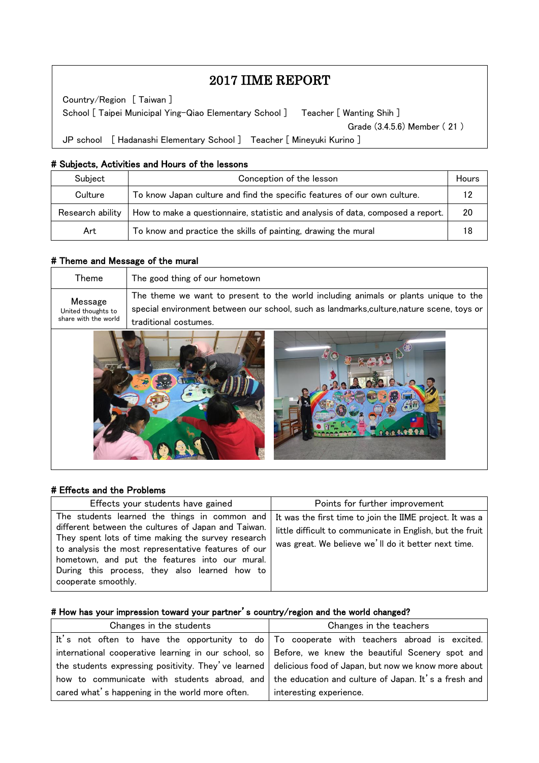# 2017 IIME REPORT

Country/Region [ Taiwan ]

School [ Taipei Municipal Ying-Qiao Elementary School ]  Teacher [ Wanting Shih ]

Grade (3.4.5.6) Member ( 21 )

JP school [ Hadanashi Elementary School ]  Teacher [ Mineyuki Kurino ]

## # Subjects, Activities and Hours of the lessons

| Subject | Conception of the lesson | Hours |
|---|---|---|
| Culture | To know Japan culture and find the specific features of our own culture. | 12 |
| Research ability | How to make a questionnaire, statistic and analysis of data, composed a report. | 20 |
| Art | To know and practice the skills of painting, drawing the mural | 18 |

## # Theme and Message of the mural

| Theme | The good thing of our hometown |
|---|---|
| Message<br>United thoughts to share with the world | The theme we want to present to the world including animals or plants unique to the special environment between our school, such as landmarks,culture,nature scene, toys or traditional costumes. |

## # Effects and the Problems

| Effects your students have gained | Points for further improvement |
|---|---|
| The students learned the things in common and different between the cultures of Japan and Taiwan. They spent lots of time making the survey research to analysis the most representative features of our hometown, and put the features into our mural. During this process, they also learned how to cooperate smoothly. | It was the first time to join the IIME project. It was a little difficult to communicate in English, but the fruit was great. We believe we'll do it better next time. |

## # How has your impression toward your partner's country/region and the world changed?

| Changes in the students | Changes in the teachers |
|---|---|
| It's not often to have the opportunity to do international cooperative learning in our school, so the students expressing positivity. They've learned how to communicate with students abroad, and cared what's happening in the world more often. | To cooperate with teachers abroad is excited. Before, we knew the beautiful Scenery spot and delicious food of Japan, but now we know more about the education and culture of Japan. It's a fresh and interesting experience. |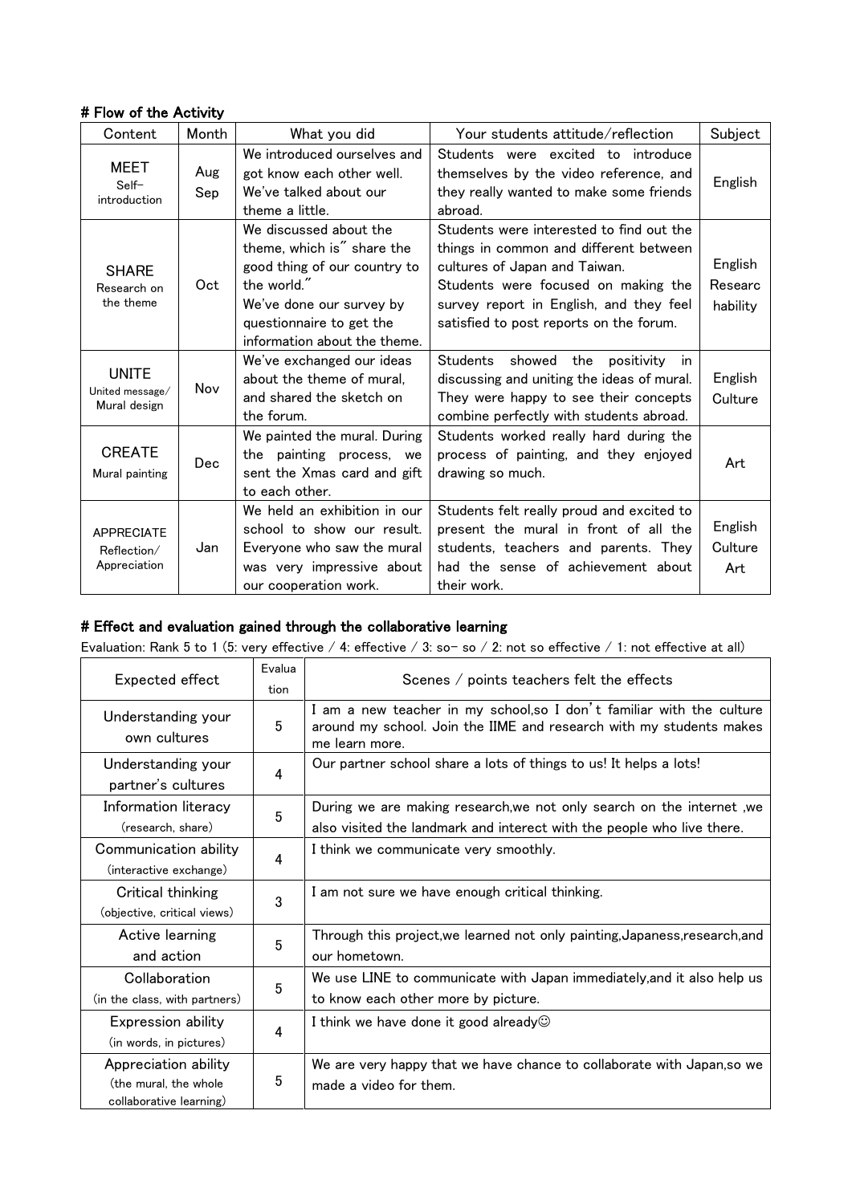# Flow of the Activity

| Content | Month | What you did | Your students attitude/reflection | Subject |
|---|---|---|---|---|
| MEET<br>Self-introduction | Aug<br>Sep | We introduced ourselves and got know each other well. We've talked about our theme a little. | Students were excited to introduce themselves by the video reference, and they really wanted to make some friends abroad. | English |
| SHARE<br>Research on the theme | Oct | We discussed about the theme, which is" share the good thing of our country to the world."<br>We've done our survey by questionnaire to get the information about the theme. | Students were interested to find out the things in common and different between cultures of Japan and Taiwan.<br>Students were focused on making the survey report in English, and they feel satisfied to post reports on the forum. | English<br>Researc<br>hability |
| UNITE<br>United message/ Mural design | Nov | We've exchanged our ideas about the theme of mural, and shared the sketch on the forum. | Students showed the positivity in discussing and uniting the ideas of mural. They were happy to see their concepts combine perfectly with students abroad. | English<br>Culture |
| CREATE<br>Mural painting | Dec | We painted the mural. During the painting process, we sent the Xmas card and gift to each other. | Students worked really hard during the process of painting, and they enjoyed drawing so much. | Art |
| APPRECIATE<br>Reflection/ Appreciation | Jan | We held an exhibition in our school to show our result. Everyone who saw the mural was very impressive about our cooperation work. | Students felt really proud and excited to present the mural in front of all the students, teachers and parents. They had the sense of achievement about their work. | English<br>Culture<br>Art |

# Effect and evaluation gained through the collaborative learning

Evaluation: Rank 5 to 1 (5: very effective / 4: effective / 3: so- so / 2: not so effective / 1: not effective at all)

| Expected effect | Evaluation | Scenes / points teachers felt the effects |
|---|---|---|
| Understanding your own cultures | 5 | I am a new teacher in my school,so I don't familiar with the culture around my school. Join the IIME and research with my students makes me learn more. |
| Understanding your partner's cultures | 4 | Our partner school share a lots of things to us! It helps a lots! |
| Information literacy<br>(research, share) | 5 | During we are making research,we not only search on the internet ,we also visited the landmark and interect with the people who live there. |
| Communication ability<br>(interactive exchange) | 4 | I think we communicate very smoothly. |
| Critical thinking<br>(objective, critical views) | 3 | I am not sure we have enough critical thinking. |
| Active learning and action | 5 | Through this project,we learned not only painting,Japaness,research,and our hometown. |
| Collaboration<br>(in the class, with partners) | 5 | We use LINE to communicate with Japan immediately,and it also help us to know each other more by picture. |
| Expression ability<br>(in words, in pictures) | 4 | I think we have done it good already☺ |
| Appreciation ability<br>(the mural, the whole collaborative learning) | 5 | We are very happy that we have chance to collaborate with Japan,so we made a video for them. |